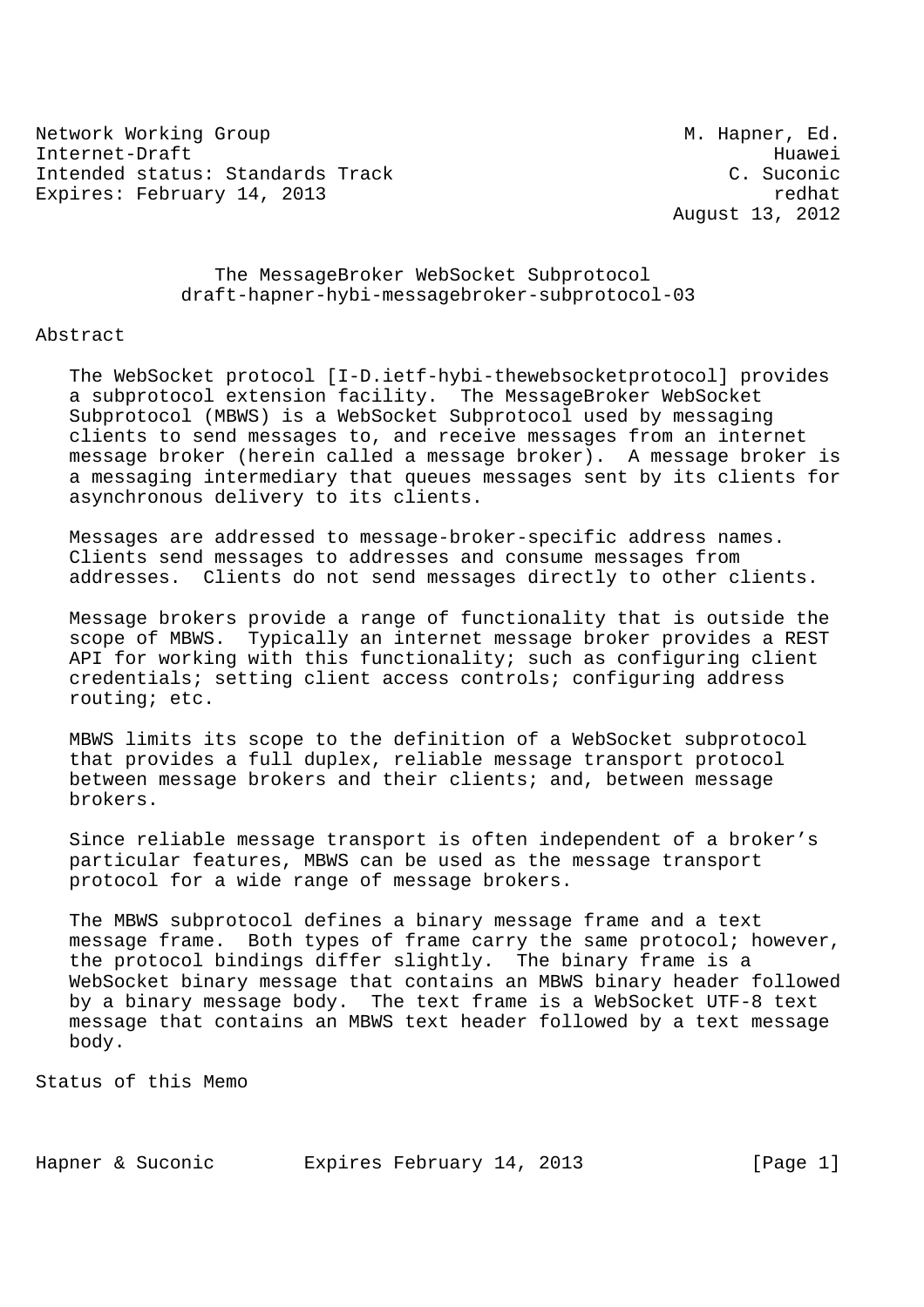Network Working Group M. Hapner, Ed.
Internet-Draft Huawei
Intended status: Standards Track C. Suconic
Expires: February 14, 2013 redhat
August 13, 2012

# The MessageBroker WebSocket Subprotocol
## draft-hapner-hybi-messagebroker-subprotocol-03

## Abstract

The WebSocket protocol [I-D.ietf-hybi-thewebsocketprotocol] provides a subprotocol extension facility. The MessageBroker WebSocket Subprotocol (MBWS) is a WebSocket Subprotocol used by messaging clients to send messages to, and receive messages from an internet message broker (herein called a message broker). A message broker is a messaging intermediary that queues messages sent by its clients for asynchronous delivery to its clients.

Messages are addressed to message-broker-specific address names. Clients send messages to addresses and consume messages from addresses. Clients do not send messages directly to other clients.

Message brokers provide a range of functionality that is outside the scope of MBWS. Typically an internet message broker provides a REST API for working with this functionality; such as configuring client credentials; setting client access controls; configuring address routing; etc.

MBWS limits its scope to the definition of a WebSocket subprotocol that provides a full duplex, reliable message transport protocol between message brokers and their clients; and, between message brokers.

Since reliable message transport is often independent of a broker's particular features, MBWS can be used as the message transport protocol for a wide range of message brokers.

The MBWS subprotocol defines a binary message frame and a text message frame. Both types of frame carry the same protocol; however, the protocol bindings differ slightly. The binary frame is a WebSocket binary message that contains an MBWS binary header followed by a binary message body. The text frame is a WebSocket UTF-8 text message that contains an MBWS text header followed by a text message body.

## Status of this Memo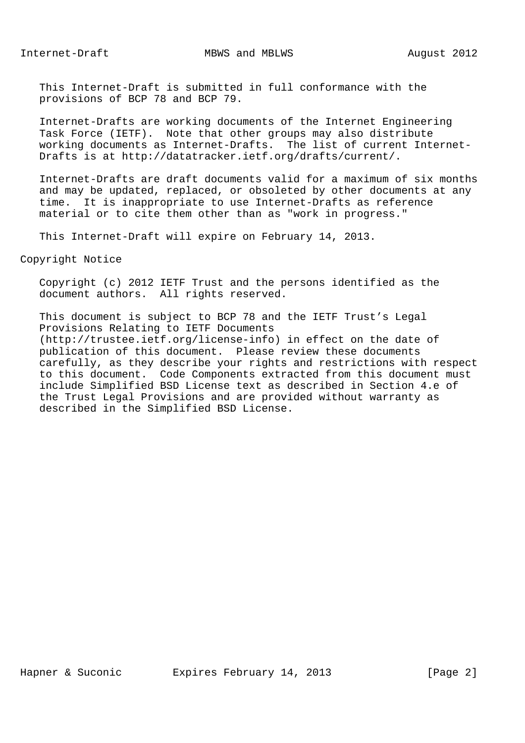This Internet-Draft is submitted in full conformance with the provisions of BCP 78 and BCP 79.

Internet-Drafts are working documents of the Internet Engineering Task Force (IETF). Note that other groups may also distribute working documents as Internet-Drafts. The list of current Internet-Drafts is at http://datatracker.ietf.org/drafts/current/.

Internet-Drafts are draft documents valid for a maximum of six months and may be updated, replaced, or obsoleted by other documents at any time. It is inappropriate to use Internet-Drafts as reference material or to cite them other than as "work in progress."

This Internet-Draft will expire on February 14, 2013.

## Copyright Notice

Copyright (c) 2012 IETF Trust and the persons identified as the document authors. All rights reserved.

This document is subject to BCP 78 and the IETF Trust's Legal Provisions Relating to IETF Documents (http://trustee.ietf.org/license-info) in effect on the date of publication of this document. Please review these documents carefully, as they describe your rights and restrictions with respect to this document. Code Components extracted from this document must include Simplified BSD License text as described in Section 4.e of the Trust Legal Provisions and are provided without warranty as described in the Simplified BSD License.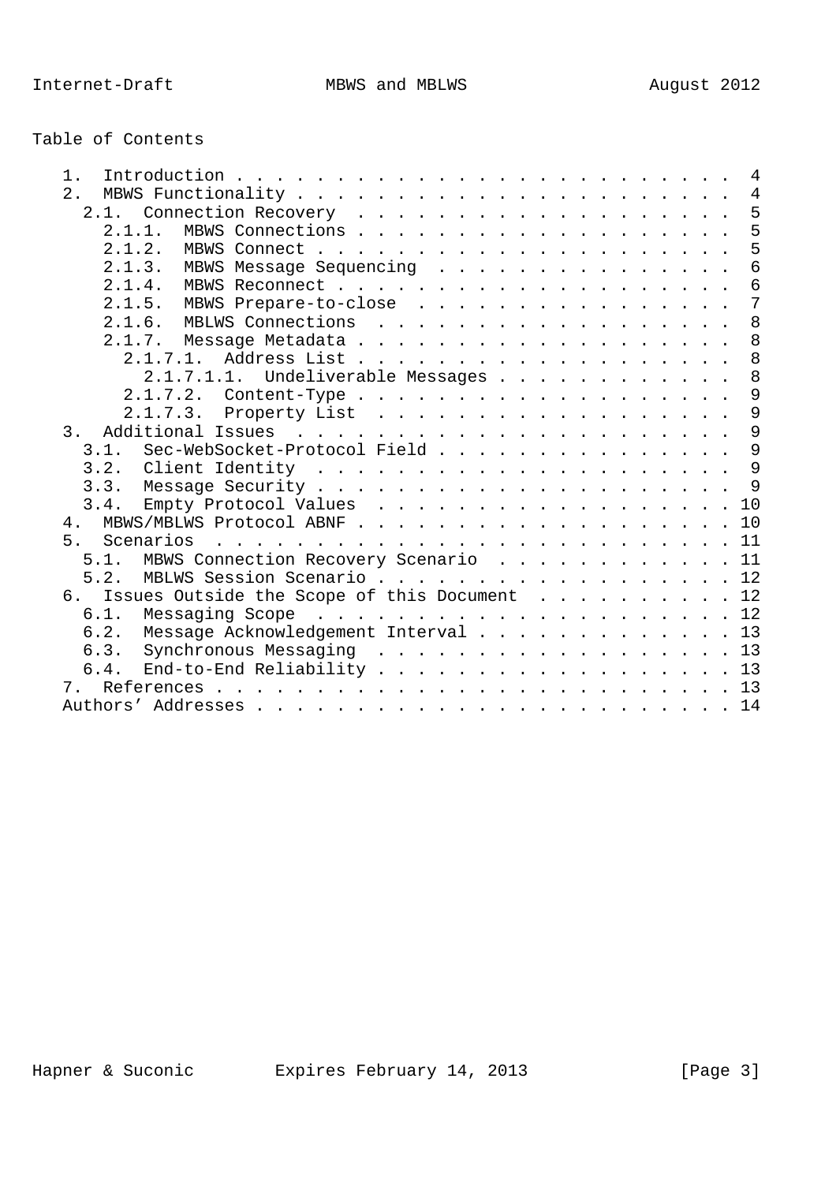Table of Contents

```
   1.  Introduction . . . . . . . . . . . . . . . . . . . . . . . . .  4
   2.  MBWS Functionality . . . . . . . . . . . . . . . . . . . . . .  4
     2.1.  Connection Recovery  . . . . . . . . . . . . . . . . . . .  5
       2.1.1.  MBWS Connections . . . . . . . . . . . . . . . . . . .  5
       2.1.2.  MBWS Connect . . . . . . . . . . . . . . . . . . . . .  5
       2.1.3.  MBWS Message Sequencing  . . . . . . . . . . . . . . .  6
       2.1.4.  MBWS Reconnect . . . . . . . . . . . . . . . . . . . .  6
       2.1.5.  MBWS Prepare-to-close  . . . . . . . . . . . . . . . .  7
       2.1.6.  MBLWS Connections  . . . . . . . . . . . . . . . . . .  8
       2.1.7.  Message Metadata . . . . . . . . . . . . . . . . . . .  8
         2.1.7.1.  Address List . . . . . . . . . . . . . . . . . . .  8
           2.1.7.1.1.  Undeliverable Messages . . . . . . . . . . . .  8
         2.1.7.2.  Content-Type . . . . . . . . . . . . . . . . . . .  9
         2.1.7.3.  Property List  . . . . . . . . . . . . . . . . . .  9
   3.  Additional Issues  . . . . . . . . . . . . . . . . . . . . . .  9
     3.1.  Sec-WebSocket-Protocol Field . . . . . . . . . . . . . . .  9
     3.2.  Client Identity  . . . . . . . . . . . . . . . . . . . . .  9
     3.3.  Message Security . . . . . . . . . . . . . . . . . . . . .  9
     3.4.  Empty Protocol Values  . . . . . . . . . . . . . . . . . . 10
   4.  MBWS/MBLWS Protocol ABNF . . . . . . . . . . . . . . . . . . . 10
   5.  Scenarios  . . . . . . . . . . . . . . . . . . . . . . . . . . 11
     5.1.  MBWS Connection Recovery Scenario  . . . . . . . . . . . . 11
     5.2.  MBLWS Session Scenario . . . . . . . . . . . . . . . . . . 12
   6.  Issues Outside the Scope of this Document  . . . . . . . . . . 12
     6.1.  Messaging Scope  . . . . . . . . . . . . . . . . . . . . . 12
     6.2.  Message Acknowledgement Interval . . . . . . . . . . . . . 13
     6.3.  Synchronous Messaging  . . . . . . . . . . . . . . . . . . 13
     6.4.  End-to-End Reliability . . . . . . . . . . . . . . . . . . 13
   7.  References . . . . . . . . . . . . . . . . . . . . . . . . . . 13
   Authors' Addresses . . . . . . . . . . . . . . . . . . . . . . . . 14
```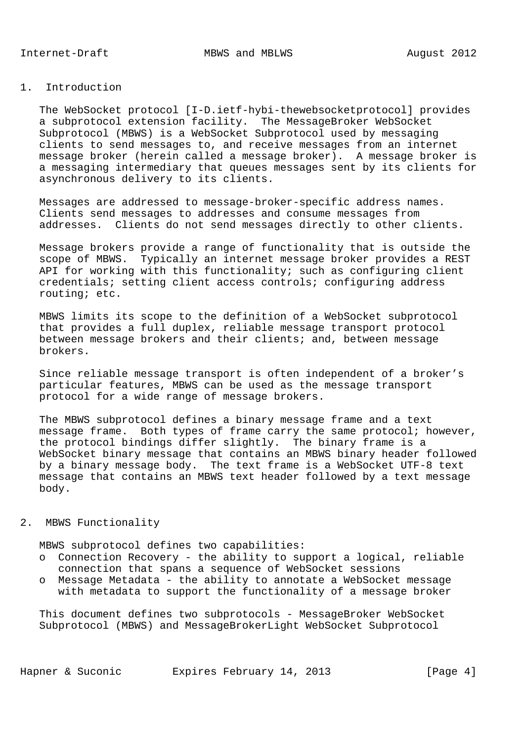# 1. Introduction

The WebSocket protocol [I-D.ietf-hybi-thewebsocketprotocol] provides a subprotocol extension facility. The MessageBroker WebSocket Subprotocol (MBWS) is a WebSocket Subprotocol used by messaging clients to send messages to, and receive messages from an internet message broker (herein called a message broker). A message broker is a messaging intermediary that queues messages sent by its clients for asynchronous delivery to its clients.

Messages are addressed to message-broker-specific address names. Clients send messages to addresses and consume messages from addresses. Clients do not send messages directly to other clients.

Message brokers provide a range of functionality that is outside the scope of MBWS. Typically an internet message broker provides a REST API for working with this functionality; such as configuring client credentials; setting client access controls; configuring address routing; etc.

MBWS limits its scope to the definition of a WebSocket subprotocol that provides a full duplex, reliable message transport protocol between message brokers and their clients; and, between message brokers.

Since reliable message transport is often independent of a broker's particular features, MBWS can be used as the message transport protocol for a wide range of message brokers.

The MBWS subprotocol defines a binary message frame and a text message frame. Both types of frame carry the same protocol; however, the protocol bindings differ slightly. The binary frame is a WebSocket binary message that contains an MBWS binary header followed by a binary message body. The text frame is a WebSocket UTF-8 text message that contains an MBWS text header followed by a text message body.

# 2. MBWS Functionality

MBWS subprotocol defines two capabilities:

- o Connection Recovery - the ability to support a logical, reliable connection that spans a sequence of WebSocket sessions
- o Message Metadata - the ability to annotate a WebSocket message with metadata to support the functionality of a message broker

This document defines two subprotocols - MessageBroker WebSocket Subprotocol (MBWS) and MessageBrokerLight WebSocket Subprotocol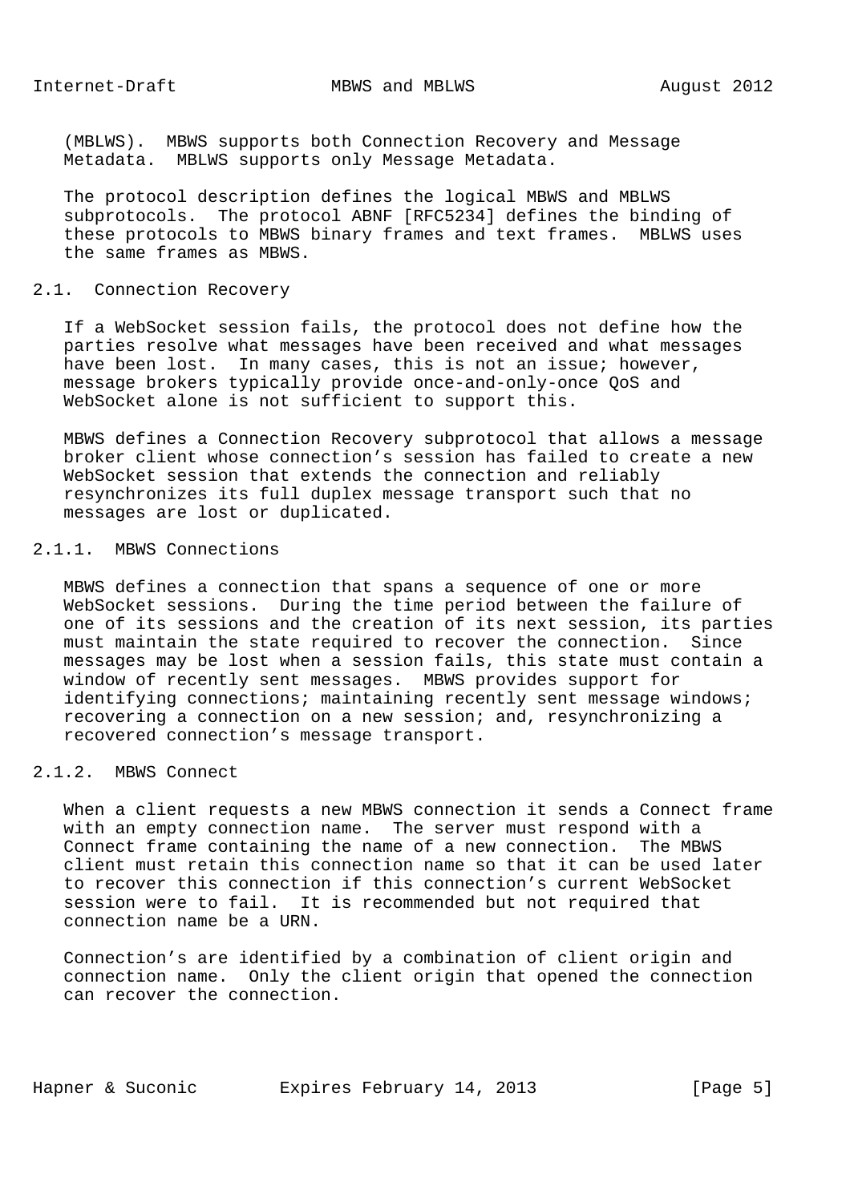(MBLWS). MBWS supports both Connection Recovery and Message Metadata. MBLWS supports only Message Metadata.

The protocol description defines the logical MBWS and MBLWS subprotocols. The protocol ABNF [RFC5234] defines the binding of these protocols to MBWS binary frames and text frames. MBLWS uses the same frames as MBWS.

### 2.1. Connection Recovery

If a WebSocket session fails, the protocol does not define how the parties resolve what messages have been received and what messages have been lost. In many cases, this is not an issue; however, message brokers typically provide once-and-only-once QoS and WebSocket alone is not sufficient to support this.

MBWS defines a Connection Recovery subprotocol that allows a message broker client whose connection's session has failed to create a new WebSocket session that extends the connection and reliably resynchronizes its full duplex message transport such that no messages are lost or duplicated.

#### 2.1.1. MBWS Connections

MBWS defines a connection that spans a sequence of one or more WebSocket sessions. During the time period between the failure of one of its sessions and the creation of its next session, its parties must maintain the state required to recover the connection. Since messages may be lost when a session fails, this state must contain a window of recently sent messages. MBWS provides support for identifying connections; maintaining recently sent message windows; recovering a connection on a new session; and, resynchronizing a recovered connection's message transport.

#### 2.1.2. MBWS Connect

When a client requests a new MBWS connection it sends a Connect frame with an empty connection name. The server must respond with a Connect frame containing the name of a new connection. The MBWS client must retain this connection name so that it can be used later to recover this connection if this connection's current WebSocket session were to fail. It is recommended but not required that connection name be a URN.

Connection's are identified by a combination of client origin and connection name. Only the client origin that opened the connection can recover the connection.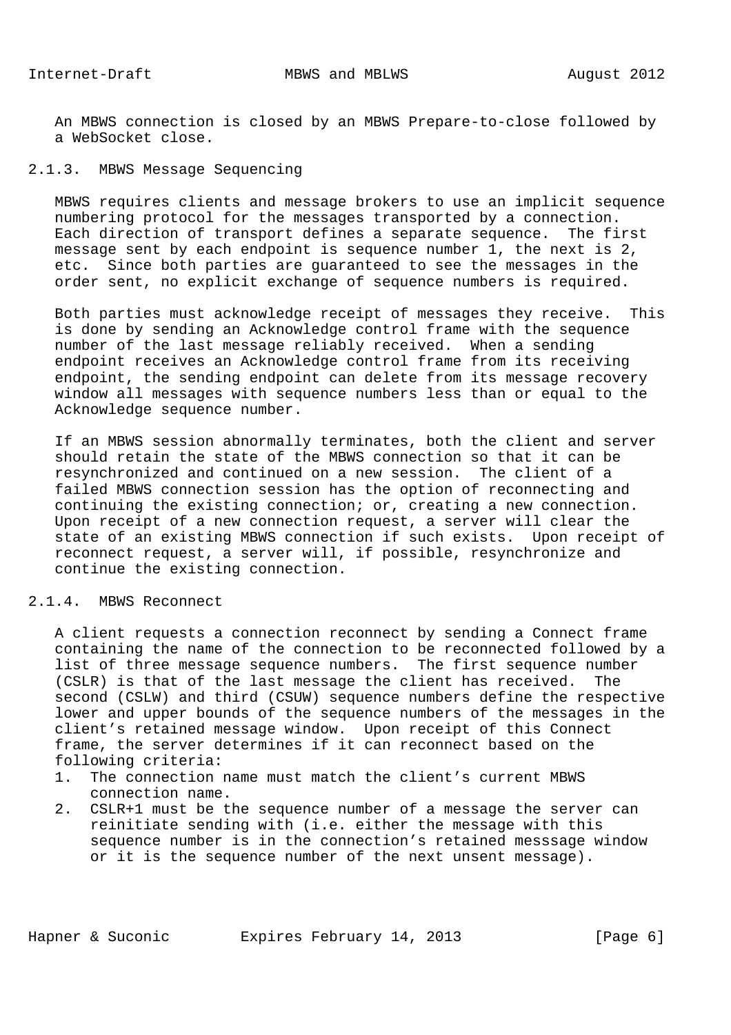An MBWS connection is closed by an MBWS Prepare-to-close followed by a WebSocket close.

### 2.1.3. MBWS Message Sequencing

MBWS requires clients and message brokers to use an implicit sequence numbering protocol for the messages transported by a connection. Each direction of transport defines a separate sequence. The first message sent by each endpoint is sequence number 1, the next is 2, etc. Since both parties are guaranteed to see the messages in the order sent, no explicit exchange of sequence numbers is required.

Both parties must acknowledge receipt of messages they receive. This is done by sending an Acknowledge control frame with the sequence number of the last message reliably received. When a sending endpoint receives an Acknowledge control frame from its receiving endpoint, the sending endpoint can delete from its message recovery window all messages with sequence numbers less than or equal to the Acknowledge sequence number.

If an MBWS session abnormally terminates, both the client and server should retain the state of the MBWS connection so that it can be resynchronized and continued on a new session. The client of a failed MBWS connection session has the option of reconnecting and continuing the existing connection; or, creating a new connection. Upon receipt of a new connection request, a server will clear the state of an existing MBWS connection if such exists. Upon receipt of reconnect request, a server will, if possible, resynchronize and continue the existing connection.

### 2.1.4. MBWS Reconnect

A client requests a connection reconnect by sending a Connect frame containing the name of the connection to be reconnected followed by a list of three message sequence numbers. The first sequence number (CSLR) is that of the last message the client has received. The second (CSLW) and third (CSUW) sequence numbers define the respective lower and upper bounds of the sequence numbers of the messages in the client's retained message window. Upon receipt of this Connect frame, the server determines if it can reconnect based on the following criteria:

1. The connection name must match the client's current MBWS connection name.
2. CSLR+1 must be the sequence number of a message the server can reinitiate sending with (i.e. either the message with this sequence number is in the connection's retained messsage window or it is the sequence number of the next unsent message).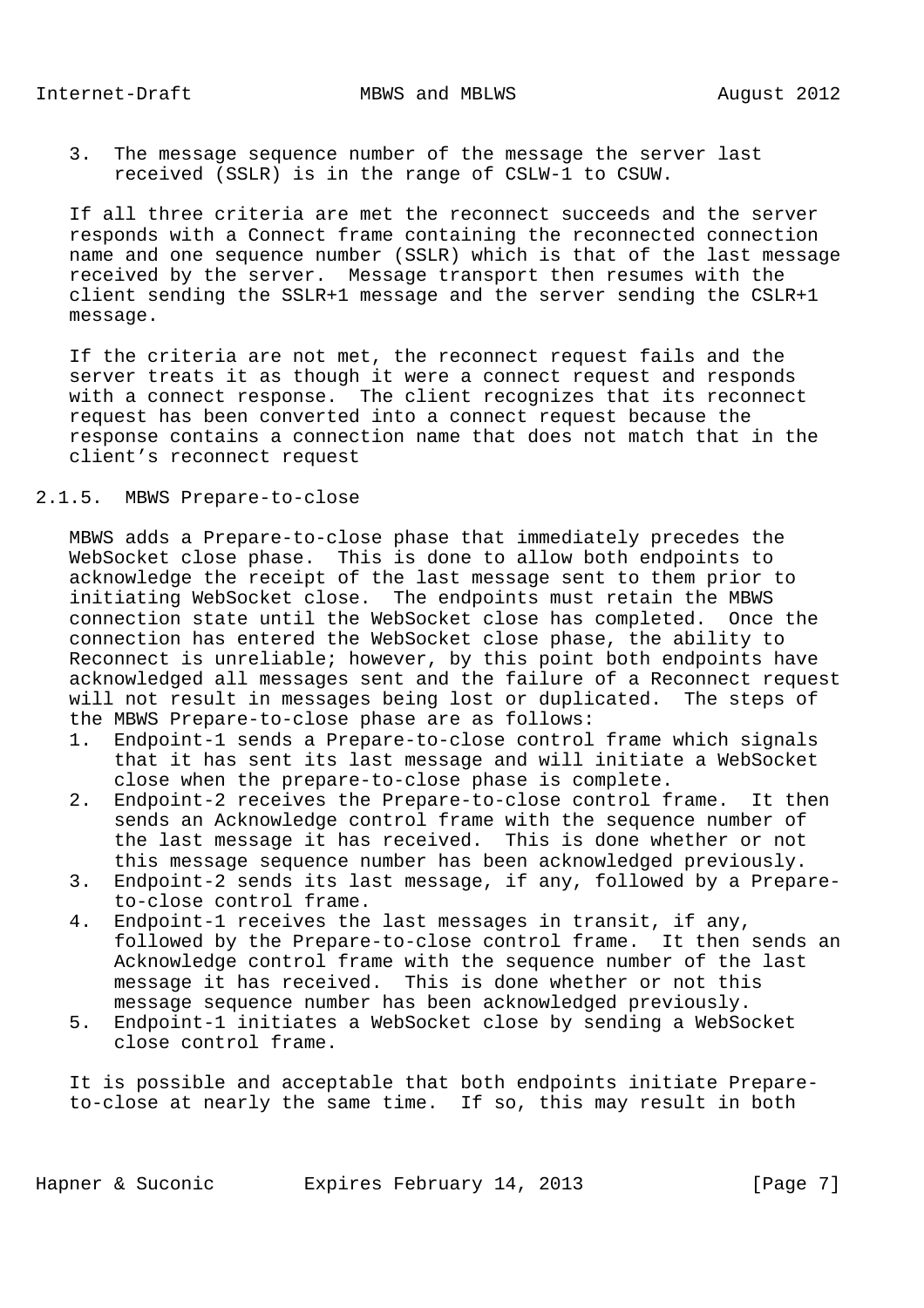3. The message sequence number of the message the server last received (SSLR) is in the range of CSLW-1 to CSUW.

If all three criteria are met the reconnect succeeds and the server responds with a Connect frame containing the reconnected connection name and one sequence number (SSLR) which is that of the last message received by the server. Message transport then resumes with the client sending the SSLR+1 message and the server sending the CSLR+1 message.

If the criteria are not met, the reconnect request fails and the server treats it as though it were a connect request and responds with a connect response. The client recognizes that its reconnect request has been converted into a connect request because the response contains a connection name that does not match that in the client's reconnect request

### 2.1.5. MBWS Prepare-to-close

MBWS adds a Prepare-to-close phase that immediately precedes the WebSocket close phase. This is done to allow both endpoints to acknowledge the receipt of the last message sent to them prior to initiating WebSocket close. The endpoints must retain the MBWS connection state until the WebSocket close has completed. Once the connection has entered the WebSocket close phase, the ability to Reconnect is unreliable; however, by this point both endpoints have acknowledged all messages sent and the failure of a Reconnect request will not result in messages being lost or duplicated. The steps of the MBWS Prepare-to-close phase are as follows:

1. Endpoint-1 sends a Prepare-to-close control frame which signals that it has sent its last message and will initiate a WebSocket close when the prepare-to-close phase is complete.
2. Endpoint-2 receives the Prepare-to-close control frame. It then sends an Acknowledge control frame with the sequence number of the last message it has received. This is done whether or not this message sequence number has been acknowledged previously.
3. Endpoint-2 sends its last message, if any, followed by a Prepare-to-close control frame.
4. Endpoint-1 receives the last messages in transit, if any, followed by the Prepare-to-close control frame. It then sends an Acknowledge control frame with the sequence number of the last message it has received. This is done whether or not this message sequence number has been acknowledged previously.
5. Endpoint-1 initiates a WebSocket close by sending a WebSocket close control frame.

It is possible and acceptable that both endpoints initiate Prepare-to-close at nearly the same time. If so, this may result in both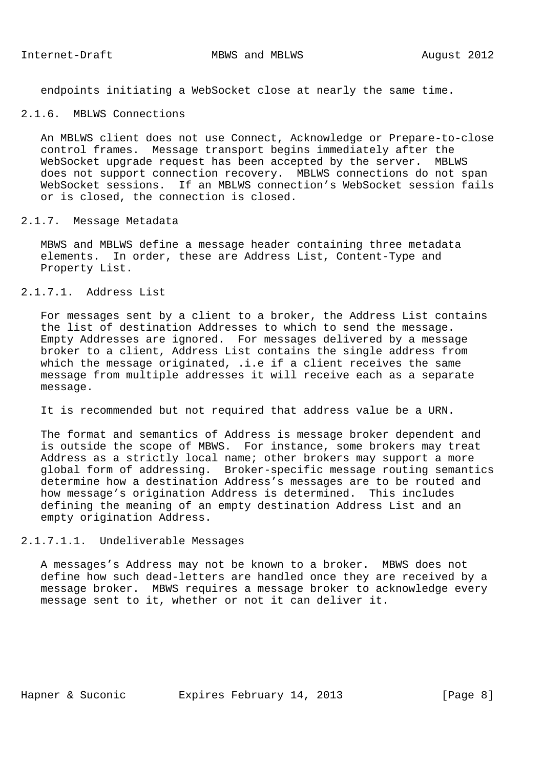endpoints initiating a WebSocket close at nearly the same time.

### 2.1.6. MBLWS Connections

An MBLWS client does not use Connect, Acknowledge or Prepare-to-close control frames. Message transport begins immediately after the WebSocket upgrade request has been accepted by the server. MBLWS does not support connection recovery. MBLWS connections do not span WebSocket sessions. If an MBLWS connection's WebSocket session fails or is closed, the connection is closed.

### 2.1.7. Message Metadata

MBWS and MBLWS define a message header containing three metadata elements. In order, these are Address List, Content-Type and Property List.

#### 2.1.7.1. Address List

For messages sent by a client to a broker, the Address List contains the list of destination Addresses to which to send the message. Empty Addresses are ignored. For messages delivered by a message broker to a client, Address List contains the single address from which the message originated, .i.e if a client receives the same message from multiple addresses it will receive each as a separate message.

It is recommended but not required that address value be a URN.

The format and semantics of Address is message broker dependent and is outside the scope of MBWS. For instance, some brokers may treat Address as a strictly local name; other brokers may support a more global form of addressing. Broker-specific message routing semantics determine how a destination Address's messages are to be routed and how message's origination Address is determined. This includes defining the meaning of an empty destination Address List and an empty origination Address.

##### 2.1.7.1.1. Undeliverable Messages

A messages's Address may not be known to a broker. MBWS does not define how such dead-letters are handled once they are received by a message broker. MBWS requires a message broker to acknowledge every message sent to it, whether or not it can deliver it.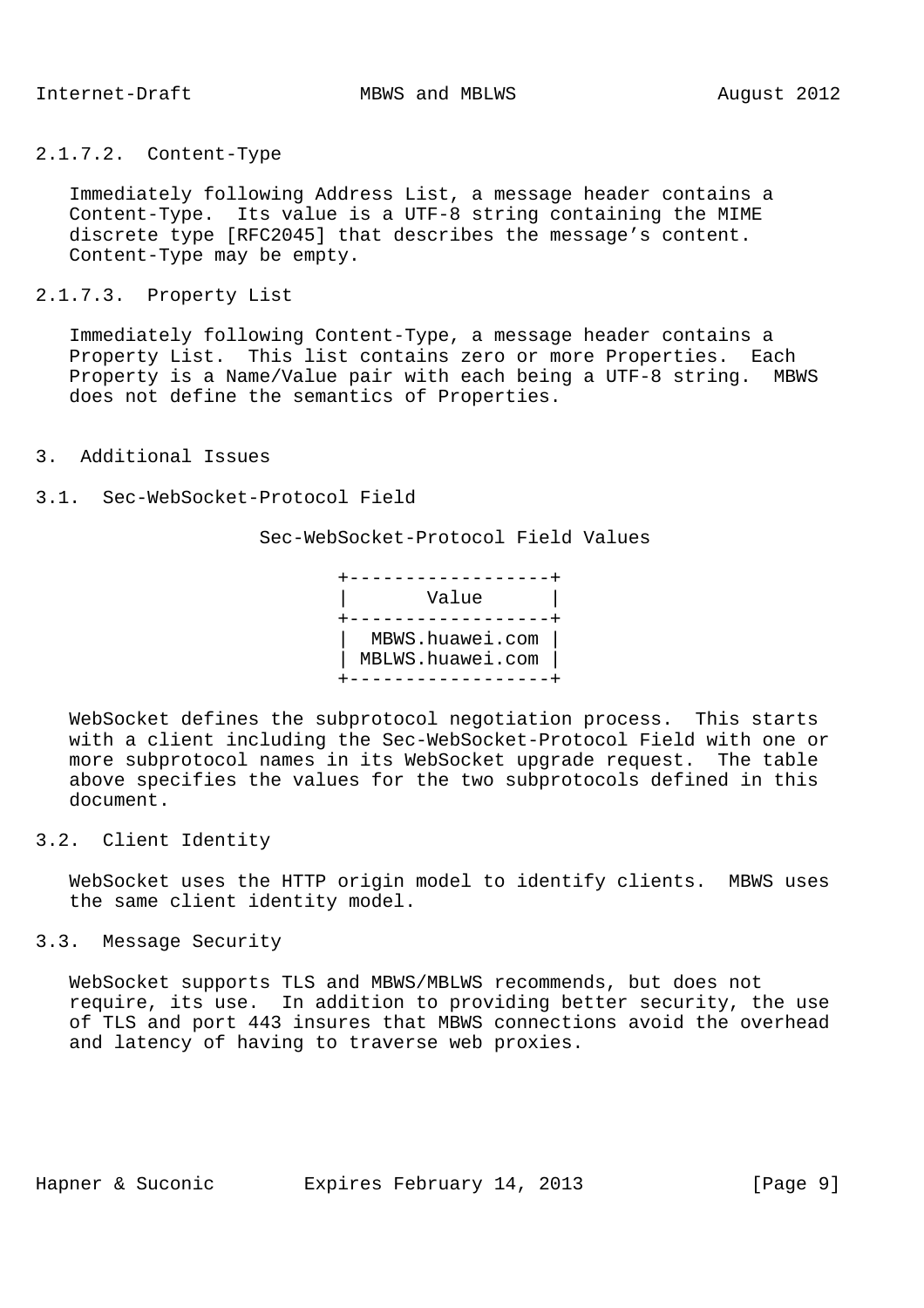#### 2.1.7.2. Content-Type

Immediately following Address List, a message header contains a Content-Type. Its value is a UTF-8 string containing the MIME discrete type [RFC2045] that describes the message’s content. Content-Type may be empty.

#### 2.1.7.3. Property List

Immediately following Content-Type, a message header contains a Property List. This list contains zero or more Properties. Each Property is a Name/Value pair with each being a UTF-8 string. MBWS does not define the semantics of Properties.

## 3. Additional Issues

### 3.1. Sec-WebSocket-Protocol Field

Sec-WebSocket-Protocol Field Values

| Value |
| --- |
| MBWS.huawei.com |
| MBLWS.huawei.com |

WebSocket defines the subprotocol negotiation process. This starts with a client including the Sec-WebSocket-Protocol Field with one or more subprotocol names in its WebSocket upgrade request. The table above specifies the values for the two subprotocols defined in this document.

### 3.2. Client Identity

WebSocket uses the HTTP origin model to identify clients. MBWS uses the same client identity model.

### 3.3. Message Security

WebSocket supports TLS and MBWS/MBLWS recommends, but does not require, its use. In addition to providing better security, the use of TLS and port 443 insures that MBWS connections avoid the overhead and latency of having to traverse web proxies.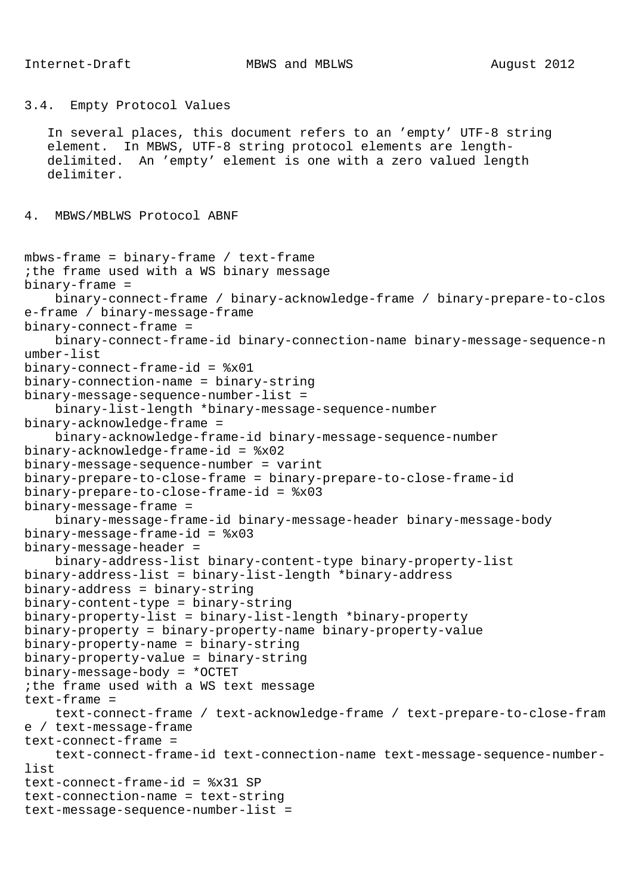### 3.4. Empty Protocol Values

In several places, this document refers to an 'empty' UTF-8 string element. In MBWS, UTF-8 string protocol elements are length-delimited. An 'empty' element is one with a zero valued length delimiter.

## 4. MBWS/MBLWS Protocol ABNF

```
mbws-frame = binary-frame / text-frame
;the frame used with a WS binary message
binary-frame =
    binary-connect-frame / binary-acknowledge-frame / binary-prepare-to-clos
e-frame / binary-message-frame
binary-connect-frame =
    binary-connect-frame-id binary-connection-name binary-message-sequence-n
umber-list
binary-connect-frame-id = %x01
binary-connection-name = binary-string
binary-message-sequence-number-list =
    binary-list-length *binary-message-sequence-number
binary-acknowledge-frame =
    binary-acknowledge-frame-id binary-message-sequence-number
binary-acknowledge-frame-id = %x02
binary-message-sequence-number = varint
binary-prepare-to-close-frame = binary-prepare-to-close-frame-id
binary-prepare-to-close-frame-id = %x03
binary-message-frame =
    binary-message-frame-id binary-message-header binary-message-body
binary-message-frame-id = %x03
binary-message-header =
    binary-address-list binary-content-type binary-property-list
binary-address-list = binary-list-length *binary-address
binary-address = binary-string
binary-content-type = binary-string
binary-property-list = binary-list-length *binary-property
binary-property = binary-property-name binary-property-value
binary-property-name = binary-string
binary-property-value = binary-string
binary-message-body = *OCTET
;the frame used with a WS text message
text-frame =
    text-connect-frame / text-acknowledge-frame / text-prepare-to-close-fram
e / text-message-frame
text-connect-frame =
    text-connect-frame-id text-connection-name text-message-sequence-number-
list
text-connect-frame-id = %x31 SP
text-connection-name = text-string
text-message-sequence-number-list =
```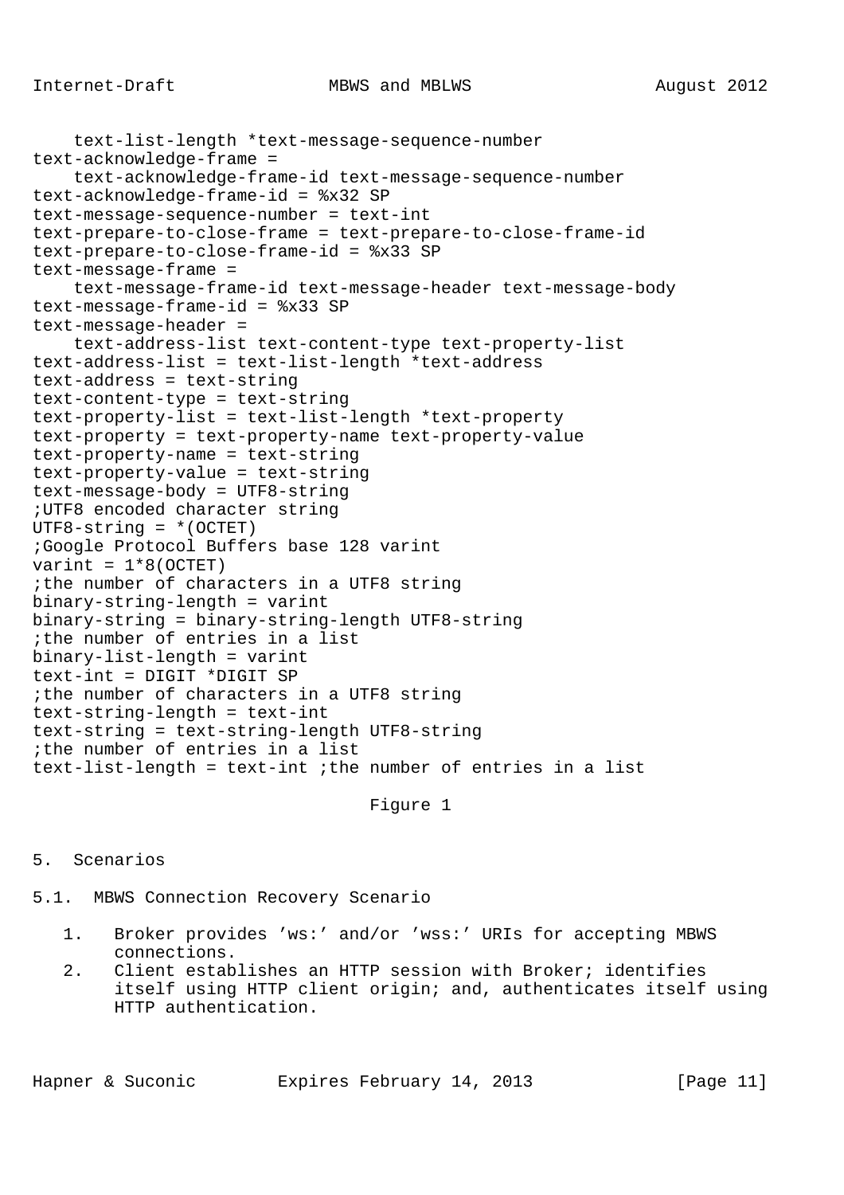```
    text-list-length *text-message-sequence-number
text-acknowledge-frame =
    text-acknowledge-frame-id text-message-sequence-number
text-acknowledge-frame-id = %x32 SP
text-message-sequence-number = text-int
text-prepare-to-close-frame = text-prepare-to-close-frame-id
text-prepare-to-close-frame-id = %x33 SP
text-message-frame =
    text-message-frame-id text-message-header text-message-body
text-message-frame-id = %x33 SP
text-message-header =
    text-address-list text-content-type text-property-list
text-address-list = text-list-length *text-address
text-address = text-string
text-content-type = text-string
text-property-list = text-list-length *text-property
text-property = text-property-name text-property-value
text-property-name = text-string
text-property-value = text-string
text-message-body = UTF8-string
;UTF8 encoded character string
UTF8-string = *(OCTET)
;Google Protocol Buffers base 128 varint
varint = 1*8(OCTET)
;the number of characters in a UTF8 string
binary-string-length = varint
binary-string = binary-string-length UTF8-string
;the number of entries in a list
binary-list-length = varint
text-int = DIGIT *DIGIT SP
;the number of characters in a UTF8 string
text-string-length = text-int
text-string = text-string-length UTF8-string
;the number of entries in a list
text-list-length = text-int ;the number of entries in a list
```

Figure 1

## 5. Scenarios

### 5.1. MBWS Connection Recovery Scenario

1. Broker provides 'ws:' and/or 'wss:' URIs for accepting MBWS connections.
2. Client establishes an HTTP session with Broker; identifies itself using HTTP client origin; and, authenticates itself using HTTP authentication.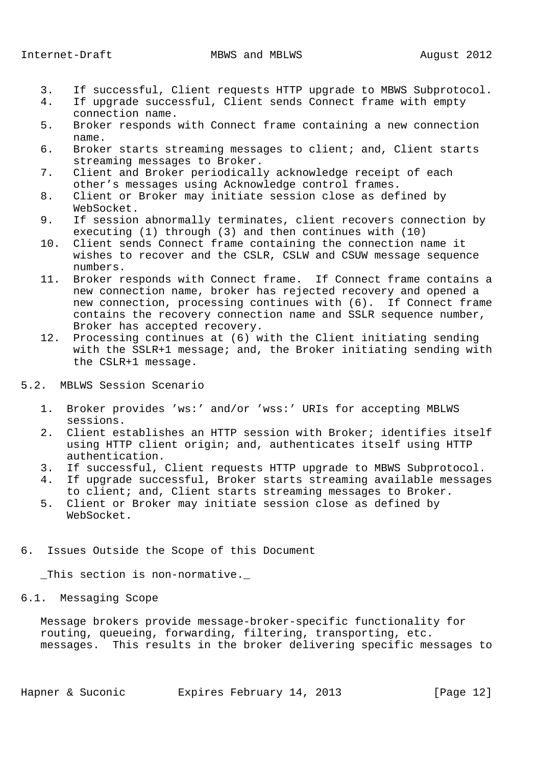3. If successful, Client requests HTTP upgrade to MBWS Subprotocol.
4. If upgrade successful, Client sends Connect frame with empty connection name.
5. Broker responds with Connect frame containing a new connection name.
6. Broker starts streaming messages to client; and, Client starts streaming messages to Broker.
7. Client and Broker periodically acknowledge receipt of each other's messages using Acknowledge control frames.
8. Client or Broker may initiate session close as defined by WebSocket.
9. If session abnormally terminates, client recovers connection by executing (1) through (3) and then continues with (10)
10. Client sends Connect frame containing the connection name it wishes to recover and the CSLR, CSLW and CSUW message sequence numbers.
11. Broker responds with Connect frame. If Connect frame contains a new connection name, broker has rejected recovery and opened a new connection, processing continues with (6). If Connect frame contains the recovery connection name and SSLR sequence number, Broker has accepted recovery.
12. Processing continues at (6) with the Client initiating sending with the SSLR+1 message; and, the Broker initiating sending with the CSLR+1 message.

### 5.2. MBLWS Session Scenario

1. Broker provides 'ws:' and/or 'wss:' URIs for accepting MBLWS sessions.
2. Client establishes an HTTP session with Broker; identifies itself using HTTP client origin; and, authenticates itself using HTTP authentication.
3. If successful, Client requests HTTP upgrade to MBWS Subprotocol.
4. If upgrade successful, Broker starts streaming available messages to client; and, Client starts streaming messages to Broker.
5. Client or Broker may initiate session close as defined by WebSocket.

## 6. Issues Outside the Scope of this Document

_This section is non-normative._

### 6.1. Messaging Scope

Message brokers provide message-broker-specific functionality for routing, queueing, forwarding, filtering, transporting, etc. messages. This results in the broker delivering specific messages to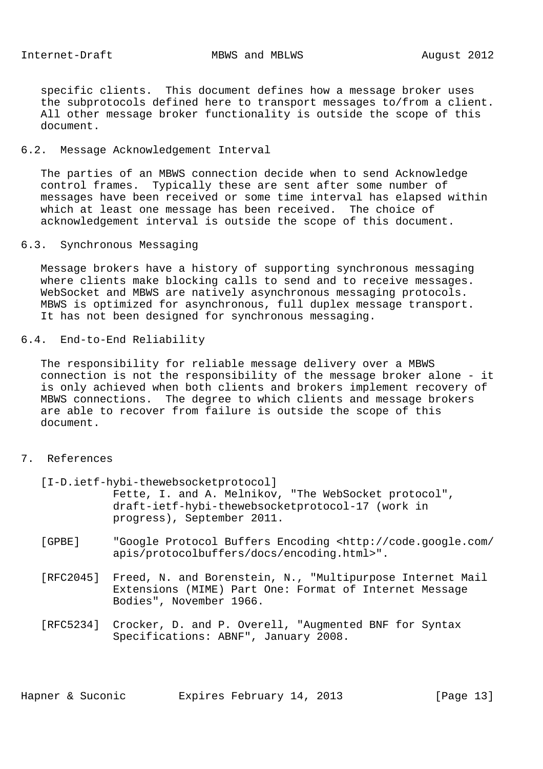specific clients. This document defines how a message broker uses the subprotocols defined here to transport messages to/from a client. All other message broker functionality is outside the scope of this document.

### 6.2. Message Acknowledgement Interval

The parties of an MBWS connection decide when to send Acknowledge control frames. Typically these are sent after some number of messages have been received or some time interval has elapsed within which at least one message has been received. The choice of acknowledgement interval is outside the scope of this document.

### 6.3. Synchronous Messaging

Message brokers have a history of supporting synchronous messaging where clients make blocking calls to send and to receive messages. WebSocket and MBWS are natively asynchronous messaging protocols. MBWS is optimized for asynchronous, full duplex message transport. It has not been designed for synchronous messaging.

### 6.4. End-to-End Reliability

The responsibility for reliable message delivery over a MBWS connection is not the responsibility of the message broker alone - it is only achieved when both clients and brokers implement recovery of MBWS connections. The degree to which clients and message brokers are able to recover from failure is outside the scope of this document.

## 7. References

[I-D.ietf-hybi-thewebsocketprotocol]
Fette, I. and A. Melnikov, "The WebSocket protocol", draft-ietf-hybi-thewebsocketprotocol-17 (work in progress), September 2011.

[GPBE] "Google Protocol Buffers Encoding <http://code.google.com/apis/protocolbuffers/docs/encoding.html>".

[RFC2045] Freed, N. and Borenstein, N., "Multipurpose Internet Mail Extensions (MIME) Part One: Format of Internet Message Bodies", November 1966.

[RFC5234] Crocker, D. and P. Overell, "Augmented BNF for Syntax Specifications: ABNF", January 2008.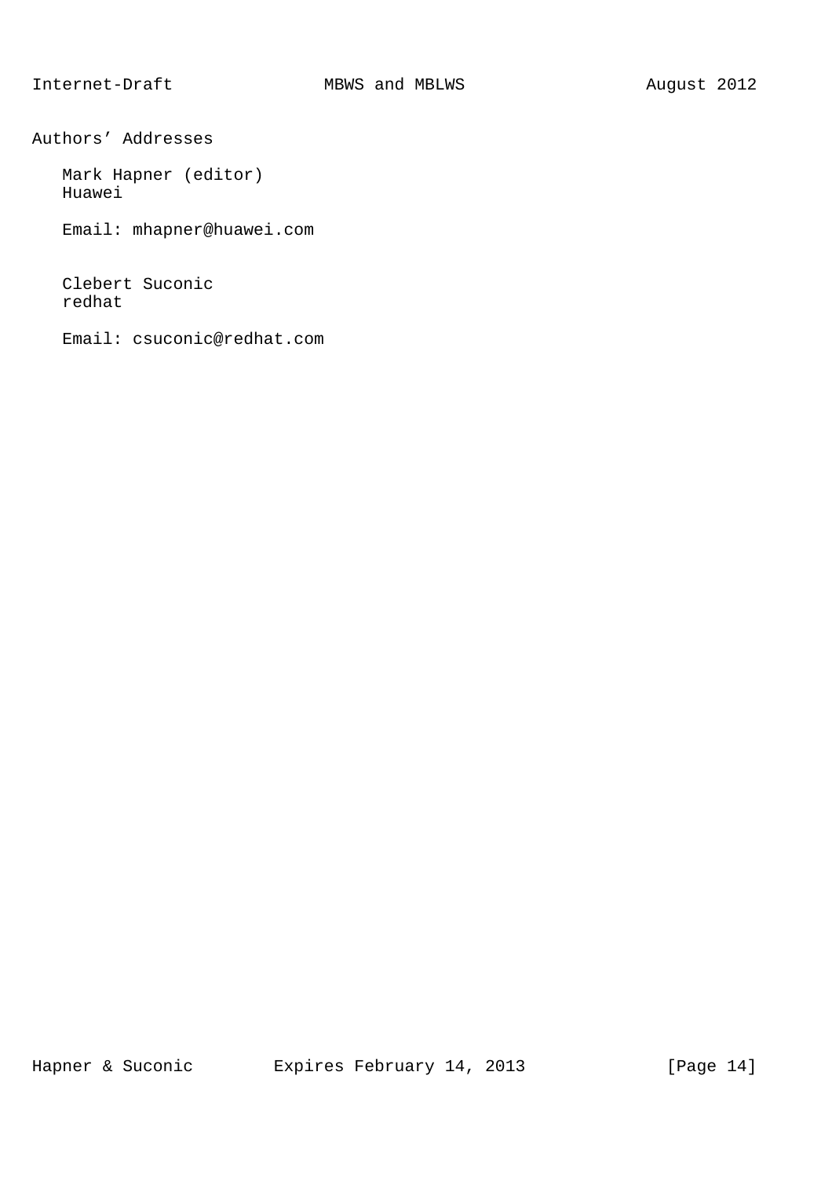# Authors' Addresses

Mark Hapner (editor)
Huawei

Email: mhapner@huawei.com

Clebert Suconic
redhat

Email: csuconic@redhat.com